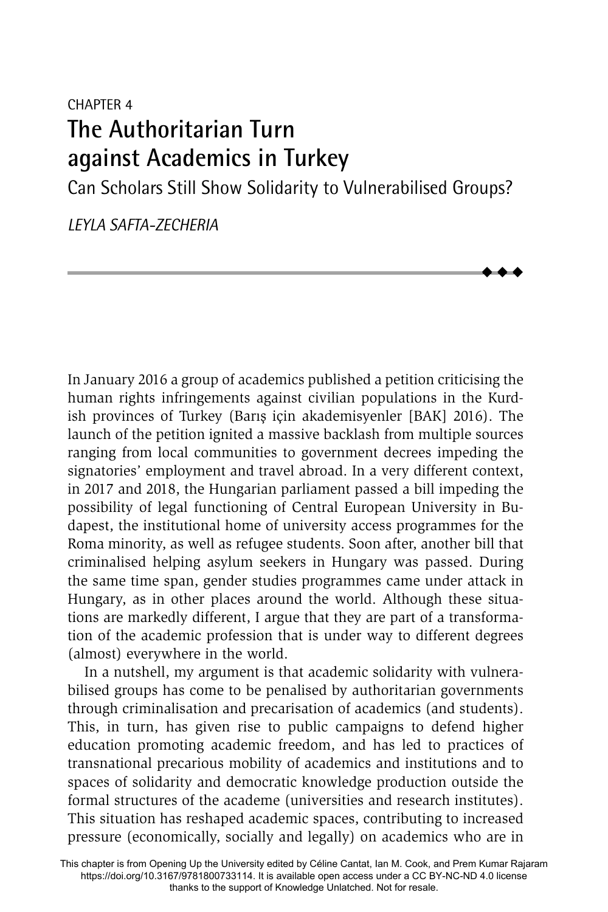CHAPTER 4

# The Authoritarian Turn against Academics in Turkey

## Can Scholars Still Show Solidarity to Vulnerabilised Groups?

*LEYLA SAFTA-ZECHERIA*

In January 2016 a group of academics published a petition criticising the human rights infringements against civilian populations in the Kurdish provinces of Turkey (Barış için akademisyenler [BAK] 2016). The launch of the petition ignited a massive backlash from multiple sources ranging from local communities to government decrees impeding the signatories' employment and travel abroad. In a very different context, in 2017 and 2018, the Hungarian parliament passed a bill impeding the possibility of legal functioning of Central European University in Budapest, the institutional home of university access programmes for the Roma minority, as well as refugee students. Soon after, another bill that criminalised helping asylum seekers in Hungary was passed. During the same time span, gender studies programmes came under attack in Hungary, as in other places around the world. Although these situations are markedly different, I argue that they are part of a transformation of the academic profession that is under way to different degrees (almost) everywhere in the world.

In a nutshell, my argument is that academic solidarity with vulnerabilised groups has come to be penalised by authoritarian governments through criminalisation and precarisation of academics (and students). This, in turn, has given rise to public campaigns to defend higher education promoting academic freedom, and has led to practices of transnational precarious mobility of academics and institutions and to spaces of solidarity and democratic knowledge production outside the formal structures of the academe (universities and research institutes). This situation has reshaped academic spaces, contributing to increased pressure (economically, socially and legally) on academics who are in

This chapter is from Opening Up the University edited by Céline Cantat, Ian M. Cook, and Prem Kumar Rajaram https://doi.org/10.3167/9781800733114. It is available open access under a CC BY-NC-ND 4.0 license thanks to the support of Knowledge Unlatched. Not for resale.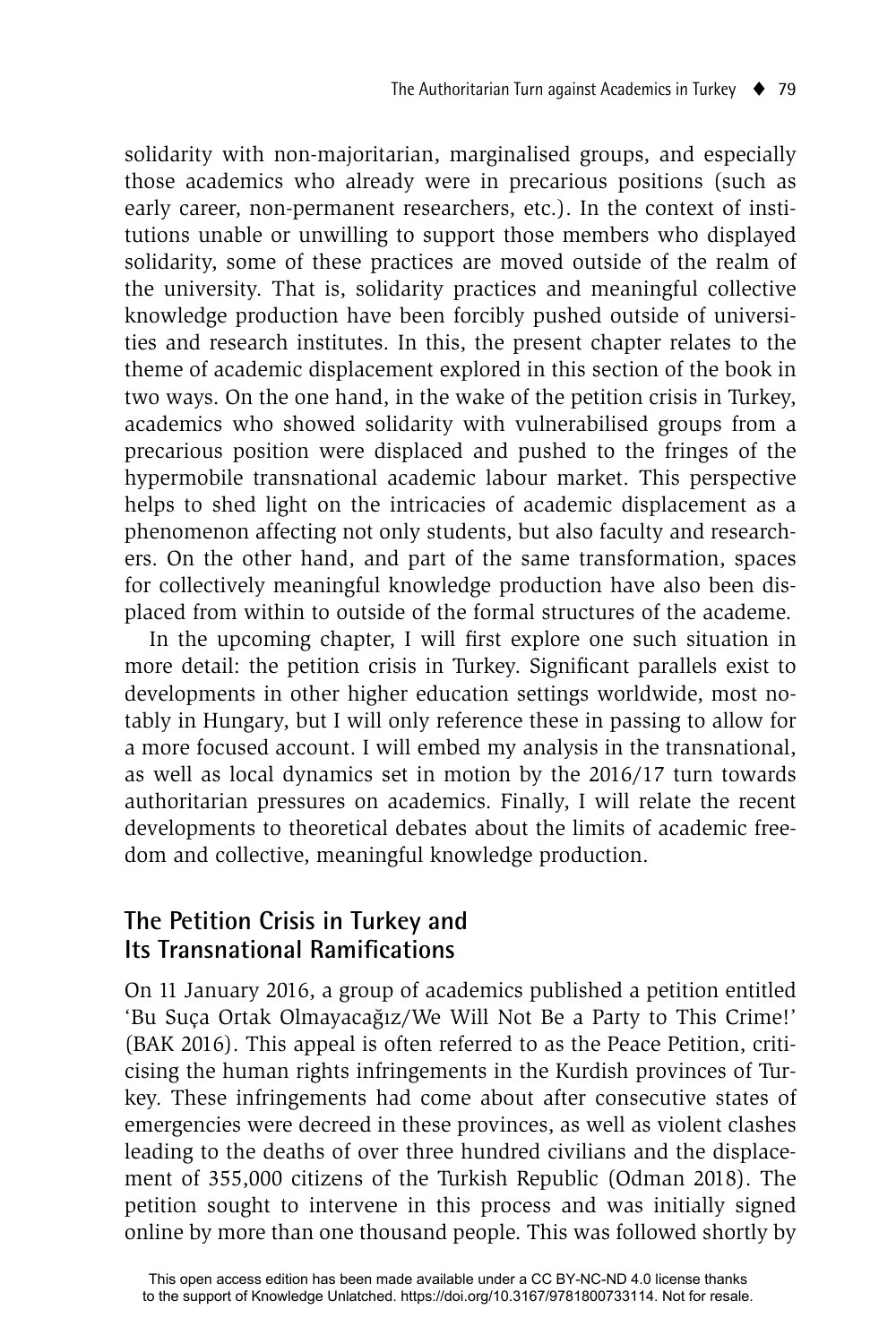solidarity with non-majoritarian, marginalised groups, and especially those academics who already were in precarious positions (such as early career, non-permanent researchers, etc.). In the context of institutions unable or unwilling to support those members who displayed solidarity, some of these practices are moved outside of the realm of the university. That is, solidarity practices and meaningful collective knowledge production have been forcibly pushed outside of universities and research institutes. In this, the present chapter relates to the theme of academic displacement explored in this section of the book in two ways. On the one hand, in the wake of the petition crisis in Turkey, academics who showed solidarity with vulnerabilised groups from a precarious position were displaced and pushed to the fringes of the hypermobile transnational academic labour market. This perspective helps to shed light on the intricacies of academic displacement as a phenomenon affecting not only students, but also faculty and researchers. On the other hand, and part of the same transformation, spaces for collectively meaningful knowledge production have also been displaced from within to outside of the formal structures of the academe.

In the upcoming chapter, I will first explore one such situation in more detail: the petition crisis in Turkey. Significant parallels exist to developments in other higher education settings worldwide, most notably in Hungary, but I will only reference these in passing to allow for a more focused account. I will embed my analysis in the transnational, as well as local dynamics set in motion by the 2016/17 turn towards authoritarian pressures on academics. Finally, I will relate the recent developments to theoretical debates about the limits of academic freedom and collective, meaningful knowledge production.

## The Petition Crisis in Turkey and Its Transnational Ramifications

On 11 January 2016, a group of academics published a petition entitled 'Bu Suça Ortak Olmayacağız/We Will Not Be a Party to This Crime!' (BAK 2016). This appeal is often referred to as the Peace Petition, criticising the human rights infringements in the Kurdish provinces of Turkey. These infringements had come about after consecutive states of emergencies were decreed in these provinces, as well as violent clashes leading to the deaths of over three hundred civilians and the displacement of 355,000 citizens of the Turkish Republic (Odman 2018). The petition sought to intervene in this process and was initially signed online by more than one thousand people. This was followed shortly by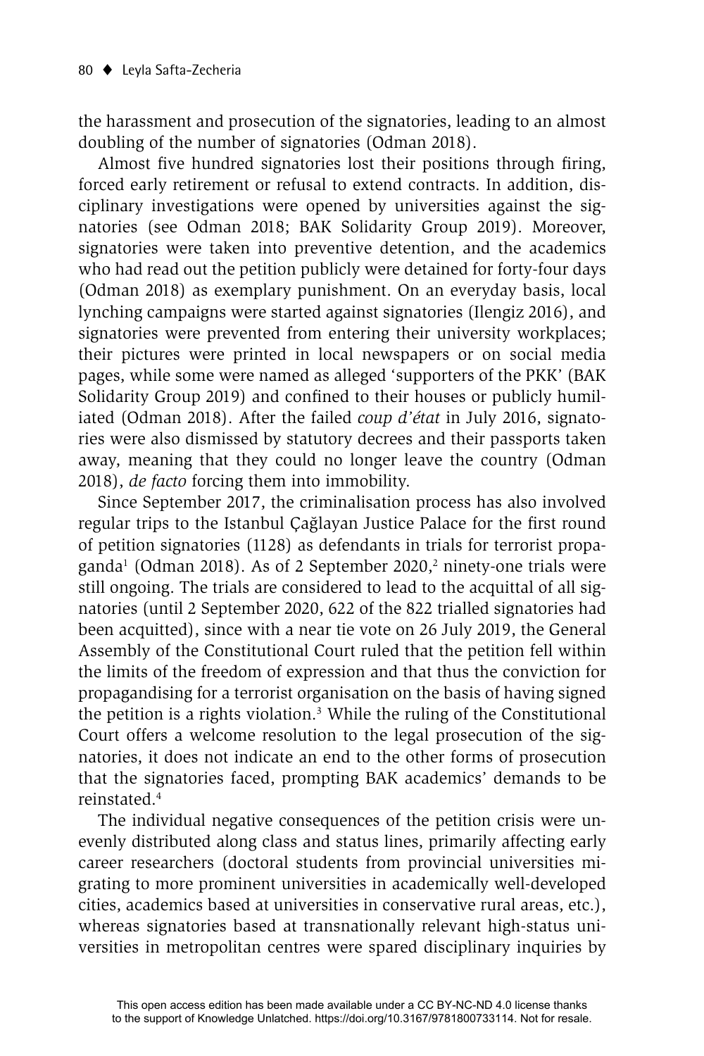the harassment and prosecution of the signatories, leading to an almost doubling of the number of signatories (Odman 2018).

Almost five hundred signatories lost their positions through firing, forced early retirement or refusal to extend contracts. In addition, disciplinary investigations were opened by universities against the signatories (see Odman 2018; BAK Solidarity Group 2019). Moreover, signatories were taken into preventive detention, and the academics who had read out the petition publicly were detained for forty-four days (Odman 2018) as exemplary punishment. On an everyday basis, local lynching campaigns were started against signatories (Ilengiz 2016), and signatories were prevented from entering their university workplaces; their pictures were printed in local newspapers or on social media pages, while some were named as alleged 'supporters of the PKK' (BAK Solidarity Group 2019) and confined to their houses or publicly humiliated (Odman 2018). After the failed *coup d'état* in July 2016, signatories were also dismissed by statutory decrees and their passports taken away, meaning that they could no longer leave the country (Odman 2018), *de facto* forcing them into immobility.

Since September 2017, the criminalisation process has also involved regular trips to the Istanbul Çağlayan Justice Palace for the first round of petition signatories (1128) as defendants in trials for terrorist propaganda[1] (Odman 2018). As of 2 September 2020,[2] ninety-one trials were still ongoing. The trials are considered to lead to the acquittal of all signatories (until 2 September 2020, 622 of the 822 trialled signatories had been acquitted), since with a near tie vote on 26 July 2019, the General Assembly of the Constitutional Court ruled that the petition fell within the limits of the freedom of expression and that thus the conviction for propagandising for a terrorist organisation on the basis of having signed the petition is a rights violation.[3] While the ruling of the Constitutional Court offers a welcome resolution to the legal prosecution of the signatories, it does not indicate an end to the other forms of prosecution that the signatories faced, prompting BAK academics' demands to be reinstated.[4]

The individual negative consequences of the petition crisis were unevenly distributed along class and status lines, primarily affecting early career researchers (doctoral students from provincial universities migrating to more prominent universities in academically well-developed cities, academics based at universities in conservative rural areas, etc.), whereas signatories based at transnationally relevant high-status universities in metropolitan centres were spared disciplinary inquiries by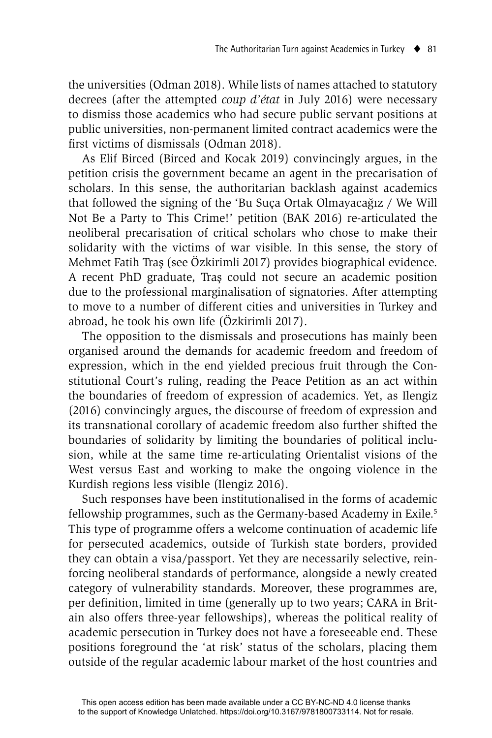the universities (Odman 2018). While lists of names attached to statutory decrees (after the attempted *coup d'état* in July 2016) were necessary to dismiss those academics who had secure public servant positions at public universities, non-permanent limited contract academics were the first victims of dismissals (Odman 2018).

As Elif Birced (Birced and Kocak 2019) convincingly argues, in the petition crisis the government became an agent in the precarisation of scholars. In this sense, the authoritarian backlash against academics that followed the signing of the 'Bu Suça Ortak Olmayacağız / We Will Not Be a Party to This Crime!' petition (BAK 2016) re-articulated the neoliberal precarisation of critical scholars who chose to make their solidarity with the victims of war visible. In this sense, the story of Mehmet Fatih Traş (see Özkirimli 2017) provides biographical evidence. A recent PhD graduate, Traş could not secure an academic position due to the professional marginalisation of signatories. After attempting to move to a number of different cities and universities in Turkey and abroad, he took his own life (Özkirimli 2017).

The opposition to the dismissals and prosecutions has mainly been organised around the demands for academic freedom and freedom of expression, which in the end yielded precious fruit through the Constitutional Court's ruling, reading the Peace Petition as an act within the boundaries of freedom of expression of academics. Yet, as Ilengiz (2016) convincingly argues, the discourse of freedom of expression and its transnational corollary of academic freedom also further shifted the boundaries of solidarity by limiting the boundaries of political inclusion, while at the same time re-articulating Orientalist visions of the West versus East and working to make the ongoing violence in the Kurdish regions less visible (Ilengiz 2016).

Such responses have been institutionalised in the forms of academic fellowship programmes, such as the Germany-based Academy in Exile.[5] This type of programme offers a welcome continuation of academic life for persecuted academics, outside of Turkish state borders, provided they can obtain a visa/passport. Yet they are necessarily selective, reinforcing neoliberal standards of performance, alongside a newly created category of vulnerability standards. Moreover, these programmes are, per definition, limited in time (generally up to two years; CARA in Britain also offers three-year fellowships), whereas the political reality of academic persecution in Turkey does not have a foreseeable end. These positions foreground the 'at risk' status of the scholars, placing them outside of the regular academic labour market of the host countries and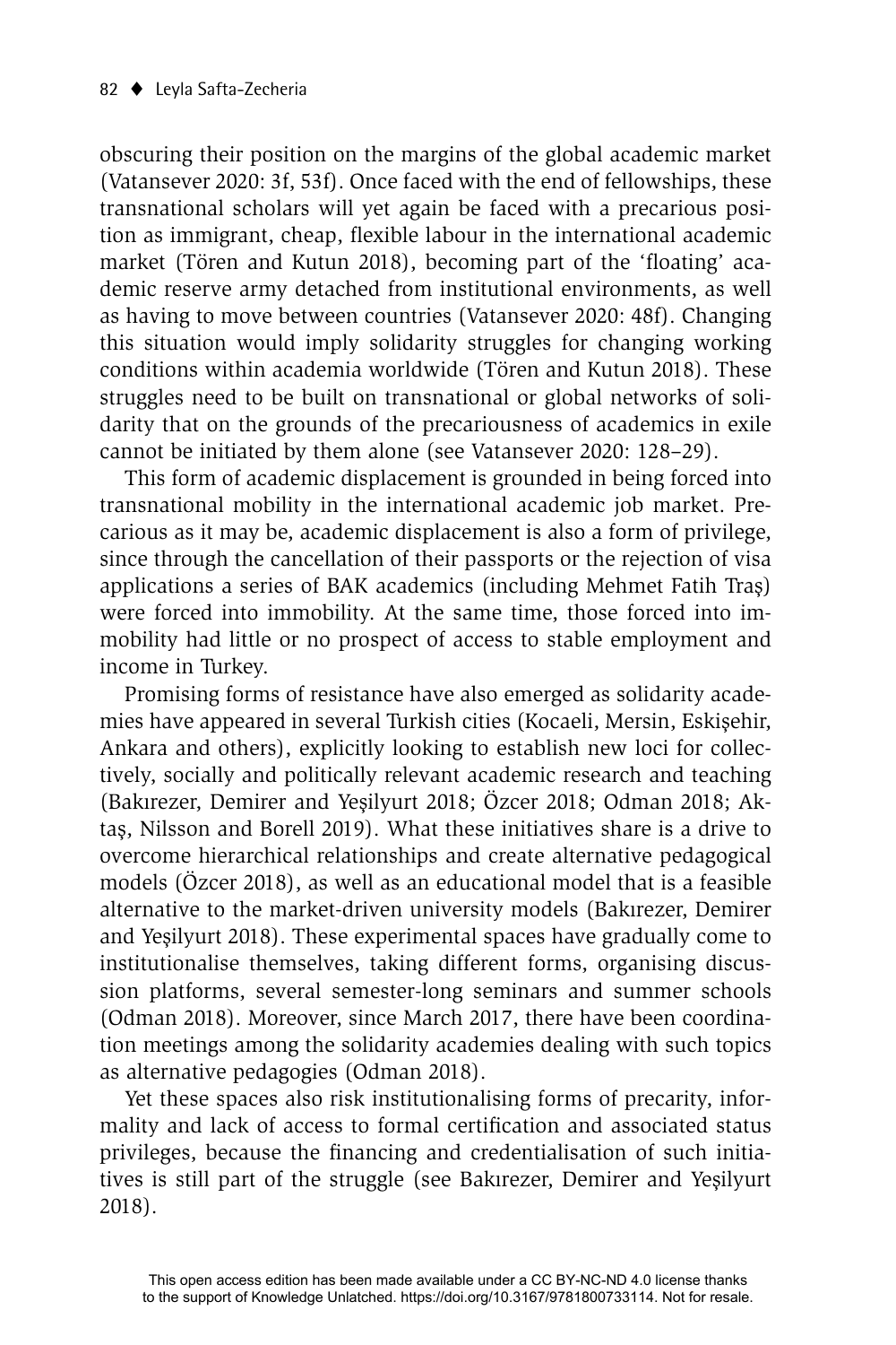obscuring their position on the margins of the global academic market (Vatansever 2020: 3f, 53f). Once faced with the end of fellowships, these transnational scholars will yet again be faced with a precarious position as immigrant, cheap, flexible labour in the international academic market (Tören and Kutun 2018), becoming part of the 'floating' academic reserve army detached from institutional environments, as well as having to move between countries (Vatansever 2020: 48f). Changing this situation would imply solidarity struggles for changing working conditions within academia worldwide (Tören and Kutun 2018). These struggles need to be built on transnational or global networks of solidarity that on the grounds of the precariousness of academics in exile cannot be initiated by them alone (see Vatansever 2020: 128–29).

This form of academic displacement is grounded in being forced into transnational mobility in the international academic job market. Precarious as it may be, academic displacement is also a form of privilege, since through the cancellation of their passports or the rejection of visa applications a series of BAK academics (including Mehmet Fatih Traş) were forced into immobility. At the same time, those forced into immobility had little or no prospect of access to stable employment and income in Turkey.

Promising forms of resistance have also emerged as solidarity academies have appeared in several Turkish cities (Kocaeli, Mersin, Eskişehir, Ankara and others), explicitly looking to establish new loci for collectively, socially and politically relevant academic research and teaching (Bakırezer, Demirer and Yeşilyurt 2018; Özcer 2018; Odman 2018; Aktaş, Nilsson and Borell 2019). What these initiatives share is a drive to overcome hierarchical relationships and create alternative pedagogical models (Özcer 2018), as well as an educational model that is a feasible alternative to the market-driven university models (Bakırezer, Demirer and Yeşilyurt 2018). These experimental spaces have gradually come to institutionalise themselves, taking different forms, organising discussion platforms, several semester-long seminars and summer schools (Odman 2018). Moreover, since March 2017, there have been coordination meetings among the solidarity academies dealing with such topics as alternative pedagogies (Odman 2018).

Yet these spaces also risk institutionalising forms of precarity, informality and lack of access to formal certification and associated status privileges, because the financing and credentialisation of such initiatives is still part of the struggle (see Bakırezer, Demirer and Yeşilyurt 2018).

This open access edition has been made available under a CC BY-NC-ND 4.0 license thanks to the support of Knowledge Unlatched. https://doi.org/10.3167/9781800733114. Not for resale.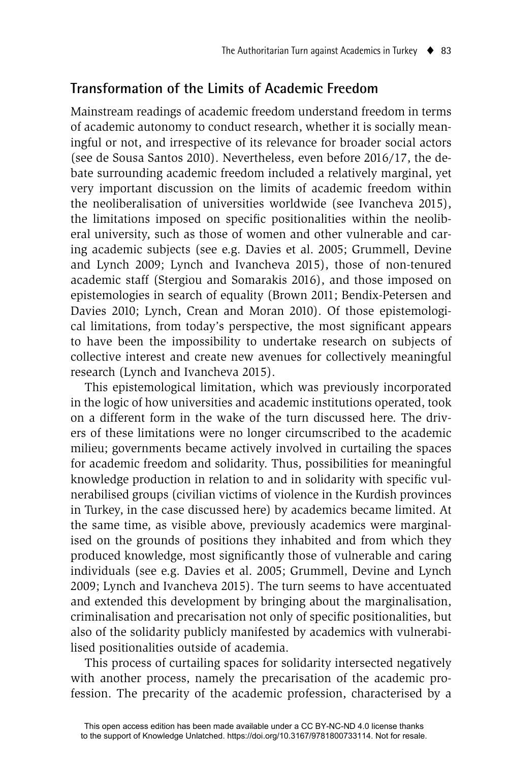## Transformation of the Limits of Academic Freedom

Mainstream readings of academic freedom understand freedom in terms of academic autonomy to conduct research, whether it is socially meaningful or not, and irrespective of its relevance for broader social actors (see de Sousa Santos 2010). Nevertheless, even before 2016/17, the debate surrounding academic freedom included a relatively marginal, yet very important discussion on the limits of academic freedom within the neoliberalisation of universities worldwide (see Ivancheva 2015), the limitations imposed on specific positionalities within the neoliberal university, such as those of women and other vulnerable and caring academic subjects (see e.g. Davies et al. 2005; Grummell, Devine and Lynch 2009; Lynch and Ivancheva 2015), those of non-tenured academic staff (Stergiou and Somarakis 2016), and those imposed on epistemologies in search of equality (Brown 2011; Bendix-Petersen and Davies 2010; Lynch, Crean and Moran 2010). Of those epistemological limitations, from today's perspective, the most significant appears to have been the impossibility to undertake research on subjects of collective interest and create new avenues for collectively meaningful research (Lynch and Ivancheva 2015).

This epistemological limitation, which was previously incorporated in the logic of how universities and academic institutions operated, took on a different form in the wake of the turn discussed here. The drivers of these limitations were no longer circumscribed to the academic milieu; governments became actively involved in curtailing the spaces for academic freedom and solidarity. Thus, possibilities for meaningful knowledge production in relation to and in solidarity with specific vulnerabilised groups (civilian victims of violence in the Kurdish provinces in Turkey, in the case discussed here) by academics became limited. At the same time, as visible above, previously academics were marginalised on the grounds of positions they inhabited and from which they produced knowledge, most significantly those of vulnerable and caring individuals (see e.g. Davies et al. 2005; Grummell, Devine and Lynch 2009; Lynch and Ivancheva 2015). The turn seems to have accentuated and extended this development by bringing about the marginalisation, criminalisation and precarisation not only of specific positionalities, but also of the solidarity publicly manifested by academics with vulnerabilised positionalities outside of academia.

This process of curtailing spaces for solidarity intersected negatively with another process, namely the precarisation of the academic profession. The precarity of the academic profession, characterised by a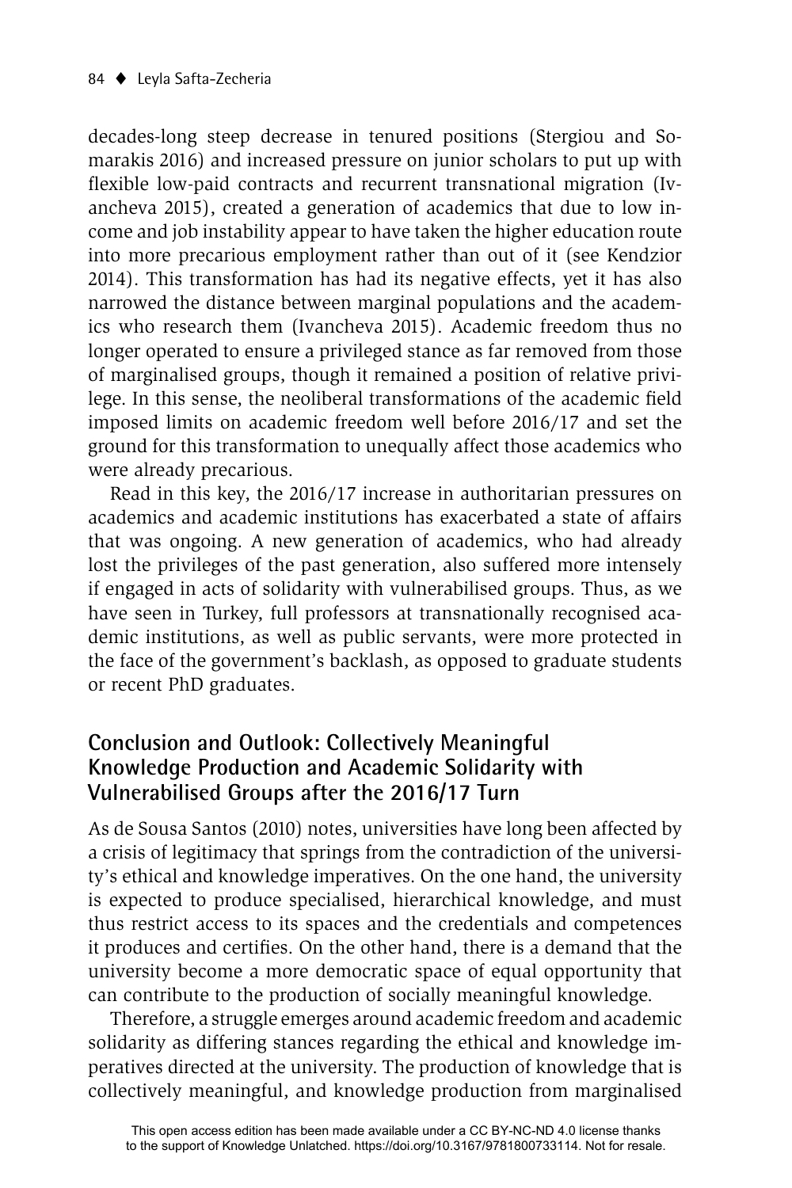decades-long steep decrease in tenured positions (Stergiou and Somarakis 2016) and increased pressure on junior scholars to put up with flexible low-paid contracts and recurrent transnational migration (Ivancheva 2015), created a generation of academics that due to low income and job instability appear to have taken the higher education route into more precarious employment rather than out of it (see Kendzior 2014). This transformation has had its negative effects, yet it has also narrowed the distance between marginal populations and the academics who research them (Ivancheva 2015). Academic freedom thus no longer operated to ensure a privileged stance as far removed from those of marginalised groups, though it remained a position of relative privilege. In this sense, the neoliberal transformations of the academic field imposed limits on academic freedom well before 2016/17 and set the ground for this transformation to unequally affect those academics who were already precarious.

Read in this key, the 2016/17 increase in authoritarian pressures on academics and academic institutions has exacerbated a state of affairs that was ongoing. A new generation of academics, who had already lost the privileges of the past generation, also suffered more intensely if engaged in acts of solidarity with vulnerabilised groups. Thus, as we have seen in Turkey, full professors at transnationally recognised academic institutions, as well as public servants, were more protected in the face of the government's backlash, as opposed to graduate students or recent PhD graduates.

## Conclusion and Outlook: Collectively Meaningful Knowledge Production and Academic Solidarity with Vulnerabilised Groups after the 2016/17 Turn

As de Sousa Santos (2010) notes, universities have long been affected by a crisis of legitimacy that springs from the contradiction of the university's ethical and knowledge imperatives. On the one hand, the university is expected to produce specialised, hierarchical knowledge, and must thus restrict access to its spaces and the credentials and competences it produces and certifies. On the other hand, there is a demand that the university become a more democratic space of equal opportunity that can contribute to the production of socially meaningful knowledge.

Therefore, a struggle emerges around academic freedom and academic solidarity as differing stances regarding the ethical and knowledge imperatives directed at the university. The production of knowledge that is collectively meaningful, and knowledge production from marginalised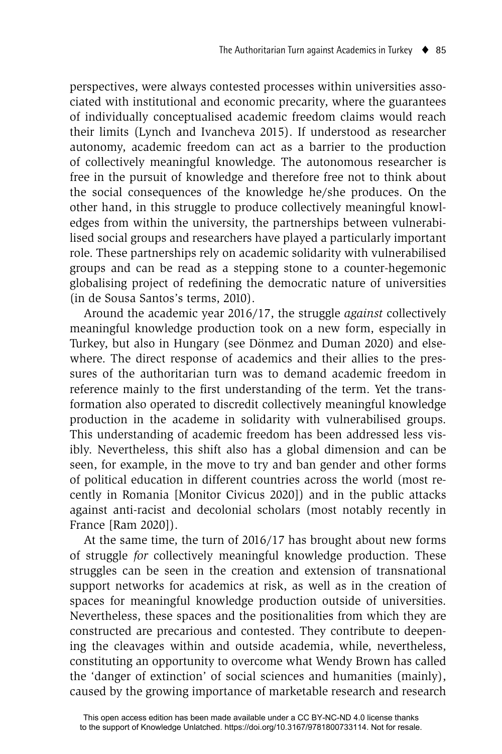perspectives, were always contested processes within universities associated with institutional and economic precarity, where the guarantees of individually conceptualised academic freedom claims would reach their limits (Lynch and Ivancheva 2015). If understood as researcher autonomy, academic freedom can act as a barrier to the production of collectively meaningful knowledge. The autonomous researcher is free in the pursuit of knowledge and therefore free not to think about the social consequences of the knowledge he/she produces. On the other hand, in this struggle to produce collectively meaningful knowledges from within the university, the partnerships between vulnerabilised social groups and researchers have played a particularly important role. These partnerships rely on academic solidarity with vulnerabilised groups and can be read as a stepping stone to a counter-hegemonic globalising project of redefining the democratic nature of universities (in de Sousa Santos's terms, 2010).

Around the academic year 2016/17, the struggle *against* collectively meaningful knowledge production took on a new form, especially in Turkey, but also in Hungary (see Dönmez and Duman 2020) and elsewhere. The direct response of academics and their allies to the pressures of the authoritarian turn was to demand academic freedom in reference mainly to the first understanding of the term. Yet the transformation also operated to discredit collectively meaningful knowledge production in the academe in solidarity with vulnerabilised groups. This understanding of academic freedom has been addressed less visibly. Nevertheless, this shift also has a global dimension and can be seen, for example, in the move to try and ban gender and other forms of political education in different countries across the world (most recently in Romania [Monitor Civicus 2020]) and in the public attacks against anti-racist and decolonial scholars (most notably recently in France [Ram 2020]).

At the same time, the turn of 2016/17 has brought about new forms of struggle *for* collectively meaningful knowledge production. These struggles can be seen in the creation and extension of transnational support networks for academics at risk, as well as in the creation of spaces for meaningful knowledge production outside of universities. Nevertheless, these spaces and the positionalities from which they are constructed are precarious and contested. They contribute to deepening the cleavages within and outside academia, while, nevertheless, constituting an opportunity to overcome what Wendy Brown has called the 'danger of extinction' of social sciences and humanities (mainly), caused by the growing importance of marketable research and research

This open access edition has been made available under a CC BY-NC-ND 4.0 license thanks to the support of Knowledge Unlatched. https://doi.org/10.3167/9781800733114. Not for resale.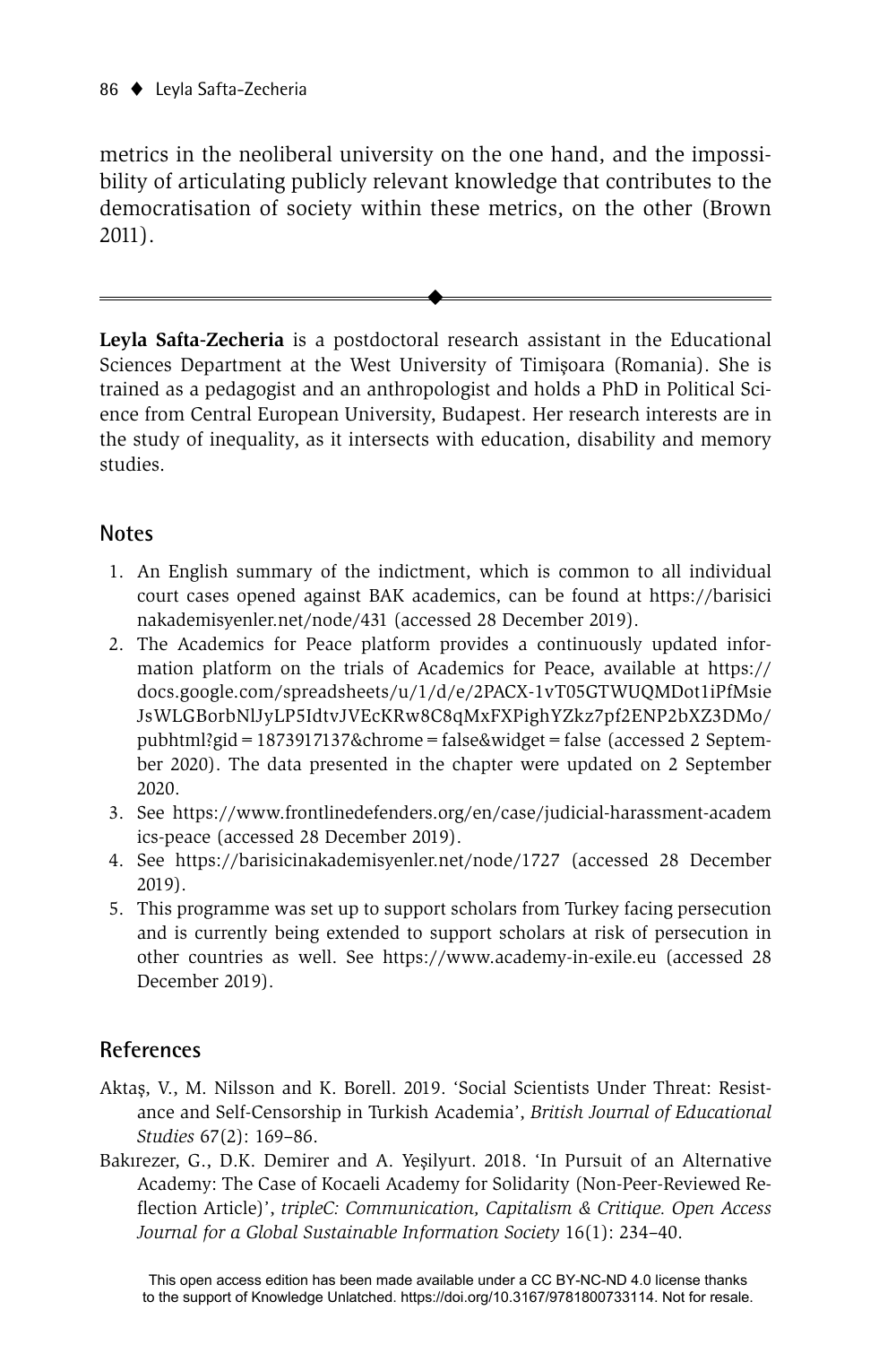metrics in the neoliberal university on the one hand, and the impossibility of articulating publicly relevant knowledge that contributes to the democratisation of society within these metrics, on the other (Brown 2011).

---

**Leyla Safta-Zecheria** is a postdoctoral research assistant in the Educational Sciences Department at the West University of Timişoara (Romania). She is trained as a pedagogist and an anthropologist and holds a PhD in Political Science from Central European University, Budapest. Her research interests are in the study of inequality, as it intersects with education, disability and memory studies.

## Notes

1. An English summary of the indictment, which is common to all individual court cases opened against BAK academics, can be found at https://barisicinakademisyenler.net/node/431 (accessed 28 December 2019).
2. The Academics for Peace platform provides a continuously updated information platform on the trials of Academics for Peace, available at https://docs.google.com/spreadsheets/u/1/d/e/2PACX-1vT05GTWUQMDot1iPfMsieJsWLGBorbNlJyLP5IdtvJVEcKRw8C8qMxFXPighYZkz7pf2ENP2bXZ3DMo/pubhtml?gid=1873917137&chrome=false&widget=false (accessed 2 September 2020). The data presented in the chapter were updated on 2 September 2020.
3. See https://www.frontlinedefenders.org/en/case/judicial-harassment-academics-peace (accessed 28 December 2019).
4. See https://barisicinakademisyenler.net/node/1727 (accessed 28 December 2019).
5. This programme was set up to support scholars from Turkey facing persecution and is currently being extended to support scholars at risk of persecution in other countries as well. See https://www.academy-in-exile.eu (accessed 28 December 2019).

## References

Aktaş, V., M. Nilsson and K. Borell. 2019. 'Social Scientists Under Threat: Resistance and Self-Censorship in Turkish Academia', *British Journal of Educational Studies* 67(2): 169–86.

Bakırezer, G., D.K. Demirer and A. Yeşilyurt. 2018. 'In Pursuit of an Alternative Academy: The Case of Kocaeli Academy for Solidarity (Non-Peer-Reviewed Reflection Article)', *tripleC: Communication, Capitalism & Critique. Open Access Journal for a Global Sustainable Information Society* 16(1): 234–40.

This open access edition has been made available under a CC BY-NC-ND 4.0 license thanks to the support of Knowledge Unlatched. https://doi.org/10.3167/9781800733114. Not for resale.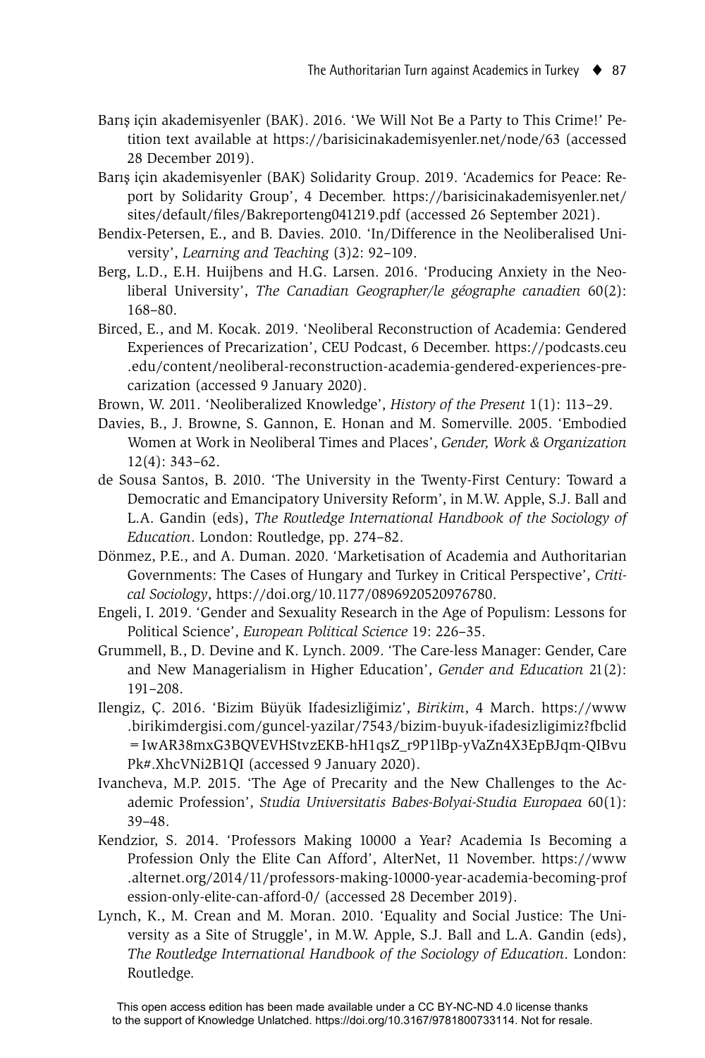Barış için akademisyenler (BAK). 2016. 'We Will Not Be a Party to This Crime!' Petition text available at https://barisicinakademisyenler.net/node/63 (accessed 28 December 2019).

Barış için akademisyenler (BAK) Solidarity Group. 2019. 'Academics for Peace: Report by Solidarity Group', 4 December. https://barisicinakademisyenler.net/sites/default/files/Bakreporteng041219.pdf (accessed 26 September 2021).

Bendix-Petersen, E., and B. Davies. 2010. 'In/Difference in the Neoliberalised University', *Learning and Teaching* (3)2: 92–109.

Berg, L.D., E.H. Huijbens and H.G. Larsen. 2016. 'Producing Anxiety in the Neoliberal University', *The Canadian Geographer/le géographe canadien* 60(2): 168–80.

Birced, E., and M. Kocak. 2019. 'Neoliberal Reconstruction of Academia: Gendered Experiences of Precarization', CEU Podcast, 6 December. https://podcasts.ceu.edu/content/neoliberal-reconstruction-academia-gendered-experiences-precarization (accessed 9 January 2020).

Brown, W. 2011. 'Neoliberalized Knowledge', *History of the Present* 1(1): 113–29.

Davies, B., J. Browne, S. Gannon, E. Honan and M. Somerville. 2005. 'Embodied Women at Work in Neoliberal Times and Places', *Gender, Work & Organization* 12(4): 343–62.

de Sousa Santos, B. 2010. 'The University in the Twenty-First Century: Toward a Democratic and Emancipatory University Reform', in M.W. Apple, S.J. Ball and L.A. Gandin (eds), *The Routledge International Handbook of the Sociology of Education*. London: Routledge, pp. 274–82.

Dönmez, P.E., and A. Duman. 2020. 'Marketisation of Academia and Authoritarian Governments: The Cases of Hungary and Turkey in Critical Perspective', *Critical Sociology*, https://doi.org/10.1177/0896920520976780.

Engeli, I. 2019. 'Gender and Sexuality Research in the Age of Populism: Lessons for Political Science', *European Political Science* 19: 226–35.

Grummell, B., D. Devine and K. Lynch. 2009. 'The Care-less Manager: Gender, Care and New Managerialism in Higher Education', *Gender and Education* 21(2): 191–208.

Ilengiz, Ç. 2016. 'Bizim Büyük Ifadesizliğimiz', *Birikim*, 4 March. https://www.birikimdergisi.com/guncel-yazilar/7543/bizim-buyuk-ifadesizligimiz?fbclid=IwAR38mxG3BQVEVHStvzEKB-hH1qsZ_r9P1lBp-yVaZn4X3EpBJqm-QIBvuPk#.XhcVNi2B1QI (accessed 9 January 2020).

Ivancheva, M.P. 2015. 'The Age of Precarity and the New Challenges to the Academic Profession', *Studia Universitatis Babes-Bolyai-Studia Europaea* 60(1): 39–48.

Kendzior, S. 2014. 'Professors Making 10000 a Year? Academia Is Becoming a Profession Only the Elite Can Afford', AlterNet, 11 November. https://www.alternet.org/2014/11/professors-making-10000-year-academia-becoming-profession-only-elite-can-afford-0/ (accessed 28 December 2019).

Lynch, K., M. Crean and M. Moran. 2010. 'Equality and Social Justice: The University as a Site of Struggle', in M.W. Apple, S.J. Ball and L.A. Gandin (eds), *The Routledge International Handbook of the Sociology of Education*. London: Routledge.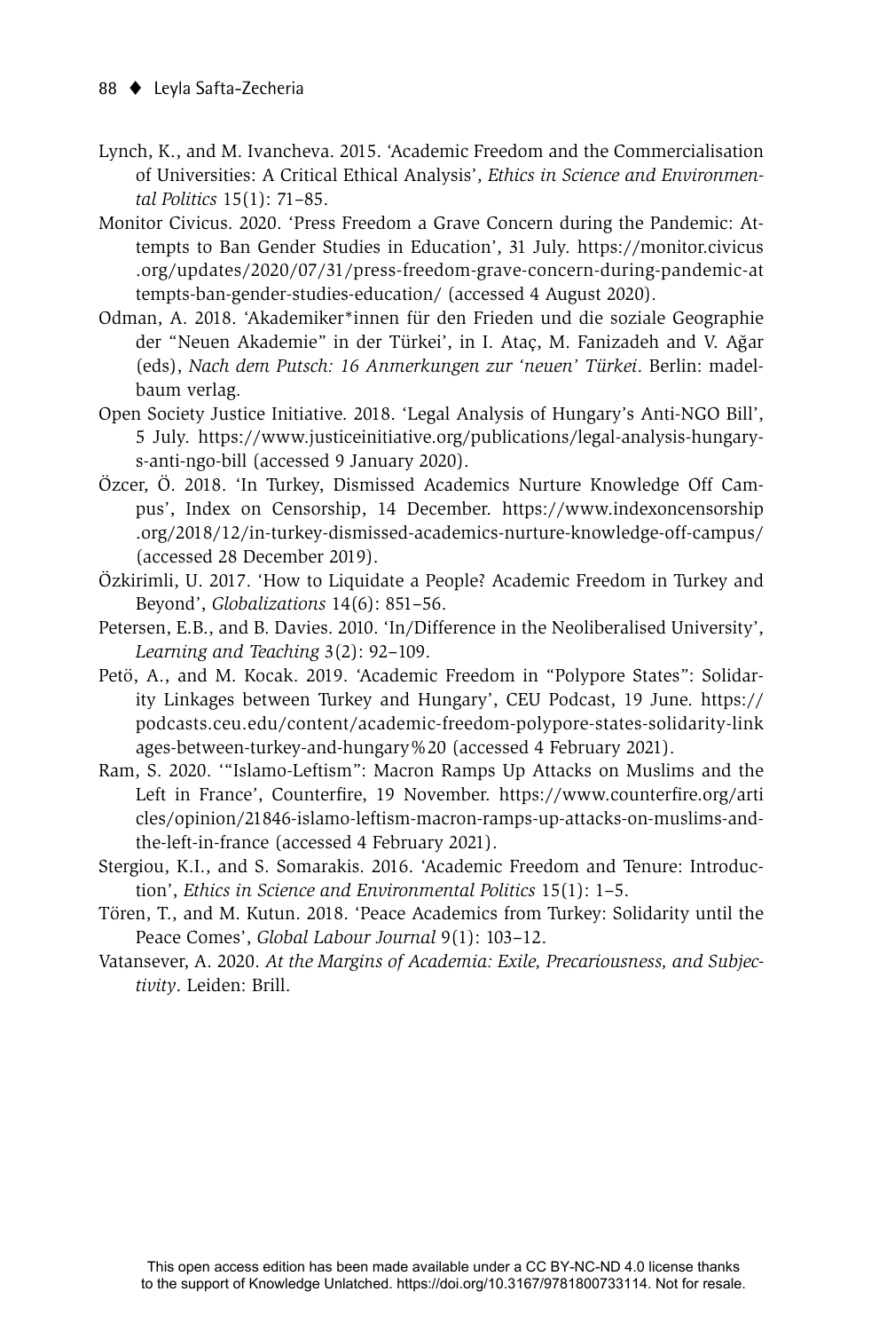Lynch, K., and M. Ivancheva. 2015. 'Academic Freedom and the Commercialisation of Universities: A Critical Ethical Analysis', *Ethics in Science and Environmental Politics* 15(1): 71–85.

Monitor Civicus. 2020. 'Press Freedom a Grave Concern during the Pandemic: Attempts to Ban Gender Studies in Education', 31 July. https://monitor.civicus.org/updates/2020/07/31/press-freedom-grave-concern-during-pandemic-attempts-ban-gender-studies-education/ (accessed 4 August 2020).

Odman, A. 2018. 'Akademiker*innen für den Frieden und die soziale Geographie der "Neuen Akademie" in der Türkei', in I. Ataç, M. Fanizadeh and V. Ağar (eds), *Nach dem Putsch: 16 Anmerkungen zur 'neuen' Türkei*. Berlin: madelbaum verlag.

Open Society Justice Initiative. 2018. 'Legal Analysis of Hungary's Anti-NGO Bill', 5 July. https://www.justiceinitiative.org/publications/legal-analysis-hungarys-anti-ngo-bill (accessed 9 January 2020).

Özcer, Ö. 2018. 'In Turkey, Dismissed Academics Nurture Knowledge Off Campus', Index on Censorship, 14 December. https://www.indexoncensorship.org/2018/12/in-turkey-dismissed-academics-nurture-knowledge-off-campus/ (accessed 28 December 2019).

Özkirimli, U. 2017. 'How to Liquidate a People? Academic Freedom in Turkey and Beyond', *Globalizations* 14(6): 851–56.

Petersen, E.B., and B. Davies. 2010. 'In/Difference in the Neoliberalised University', *Learning and Teaching* 3(2): 92–109.

Petö, A., and M. Kocak. 2019. 'Academic Freedom in "Polypore States": Solidarity Linkages between Turkey and Hungary', CEU Podcast, 19 June. https://podcasts.ceu.edu/content/academic-freedom-polypore-states-solidarity-linkages-between-turkey-and-hungary%20 (accessed 4 February 2021).

Ram, S. 2020. '"Islamo-Leftism": Macron Ramps Up Attacks on Muslims and the Left in France', Counterfire, 19 November. https://www.counterfire.org/articles/opinion/21846-islamo-leftism-macron-ramps-up-attacks-on-muslims-and-the-left-in-france (accessed 4 February 2021).

Stergiou, K.I., and S. Somarakis. 2016. 'Academic Freedom and Tenure: Introduction', *Ethics in Science and Environmental Politics* 15(1): 1–5.

Tören, T., and M. Kutun. 2018. 'Peace Academics from Turkey: Solidarity until the Peace Comes', *Global Labour Journal* 9(1): 103–12.

Vatansever, A. 2020. *At the Margins of Academia: Exile, Precariousness, and Subjectivity*. Leiden: Brill.

This open access edition has been made available under a CC BY-NC-ND 4.0 license thanks to the support of Knowledge Unlatched. https://doi.org/10.3167/9781800733114. Not for resale.